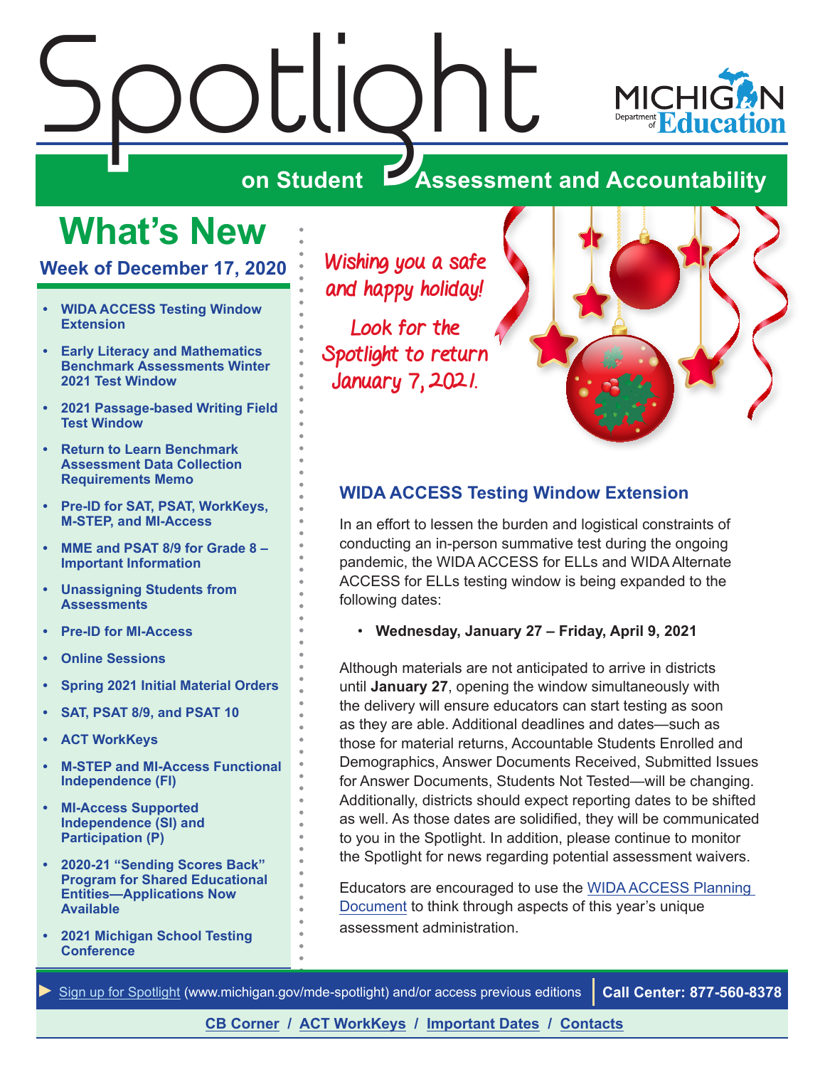# Spotlight

## on Student Assessment and Accountability

Michigan Department of Education

## What's New

### Week of December 17, 2020

- WIDA ACCESS Testing Window Extension
- Early Literacy and Mathematics Benchmark Assessments Winter 2021 Test Window
- 2021 Passage-based Writing Field Test Window
- Return to Learn Benchmark Assessment Data Collection Requirements Memo
- Pre-ID for SAT, PSAT, WorkKeys, M-STEP, and MI-Access
- MME and PSAT 8/9 for Grade 8 – Important Information
- Unassigning Students from Assessments
- Pre-ID for MI-Access
- Online Sessions
- Spring 2021 Initial Material Orders
- SAT, PSAT 8/9, and PSAT 10
- ACT WorkKeys
- M-STEP and MI-Access Functional Independence (FI)
- MI-Access Supported Independence (SI) and Participation (P)
- 2020-21 "Sending Scores Back" Program for Shared Educational Entities—Applications Now Available
- 2021 Michigan School Testing Conference

*Wishing you a safe and happy holiday!*

*Look for the Spotlight to return January 7, 2021.*

## WIDA ACCESS Testing Window Extension

In an effort to lessen the burden and logistical constraints of conducting an in-person summative test during the ongoing pandemic, the WIDA ACCESS for ELLs and WIDA Alternate ACCESS for ELLs testing window is being expanded to the following dates:

- **Wednesday, January 27 – Friday, April 9, 2021**

Although materials are not anticipated to arrive in districts until **January 27**, opening the window simultaneously with the delivery will ensure educators can start testing as soon as they are able. Additional deadlines and dates—such as those for material returns, Accountable Students Enrolled and Demographics, Answer Documents Received, Submitted Issues for Answer Documents, Students Not Tested—will be changing. Additionally, districts should expect reporting dates to be shifted as well. As those dates are solidified, they will be communicated to you in the Spotlight. In addition, please continue to monitor the Spotlight for news regarding potential assessment waivers.

Educators are encouraged to use the WIDA ACCESS Planning Document to think through aspects of this year's unique assessment administration.

Sign up for Spotlight (www.michigan.gov/mde-spotlight) and/or access previous editions | Call Center: 877-560-8378

CB Corner / ACT WorkKeys / Important Dates / Contacts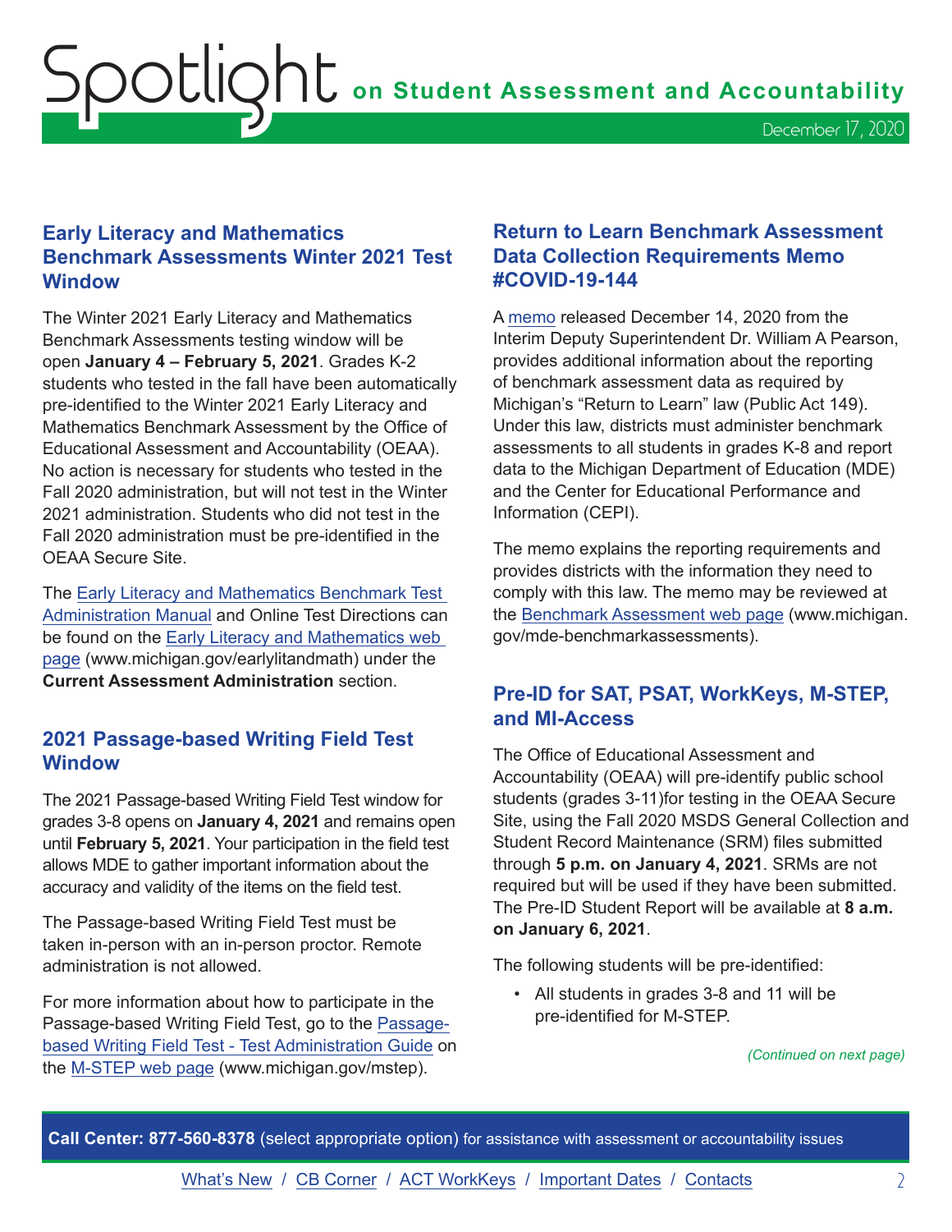## Early Literacy and Mathematics Benchmark Assessments Winter 2021 Test Window

The Winter 2021 Early Literacy and Mathematics Benchmark Assessments testing window will be open **January 4 – February 5, 2021**. Grades K-2 students who tested in the fall have been automatically pre-identified to the Winter 2021 Early Literacy and Mathematics Benchmark Assessment by the Office of Educational Assessment and Accountability (OEAA). No action is necessary for students who tested in the Fall 2020 administration, but will not test in the Winter 2021 administration. Students who did not test in the Fall 2020 administration must be pre-identified in the OEAA Secure Site.

The Early Literacy and Mathematics Benchmark Test Administration Manual and Online Test Directions can be found on the Early Literacy and Mathematics web page (www.michigan.gov/earlylitandmath) under the **Current Assessment Administration** section.

## 2021 Passage-based Writing Field Test Window

The 2021 Passage-based Writing Field Test window for grades 3-8 opens on **January 4, 2021** and remains open until **February 5, 2021**. Your participation in the field test allows MDE to gather important information about the accuracy and validity of the items on the field test.

The Passage-based Writing Field Test must be taken in-person with an in-person proctor. Remote administration is not allowed.

For more information about how to participate in the Passage-based Writing Field Test, go to the Passage-based Writing Field Test - Test Administration Guide on the M-STEP web page (www.michigan.gov/mstep).

## Return to Learn Benchmark Assessment Data Collection Requirements Memo #COVID-19-144

A memo released December 14, 2020 from the Interim Deputy Superintendent Dr. William A Pearson, provides additional information about the reporting of benchmark assessment data as required by Michigan's "Return to Learn" law (Public Act 149). Under this law, districts must administer benchmark assessments to all students in grades K-8 and report data to the Michigan Department of Education (MDE) and the Center for Educational Performance and Information (CEPI).

The memo explains the reporting requirements and provides districts with the information they need to comply with this law. The memo may be reviewed at the Benchmark Assessment web page (www.michigan.gov/mde-benchmarkassessments).

## Pre-ID for SAT, PSAT, WorkKeys, M-STEP, and MI-Access

The Office of Educational Assessment and Accountability (OEAA) will pre-identify public school students (grades 3-11)for testing in the OEAA Secure Site, using the Fall 2020 MSDS General Collection and Student Record Maintenance (SRM) files submitted through **5 p.m. on January 4, 2021**. SRMs are not required but will be used if they have been submitted. The Pre-ID Student Report will be available at **8 a.m. on January 6, 2021**.

The following students will be pre-identified:

- All students in grades 3-8 and 11 will be pre-identified for M-STEP.

*(Continued on next page)*

**Call Center: 877-560-8378** (select appropriate option) for assistance with assessment or accountability issues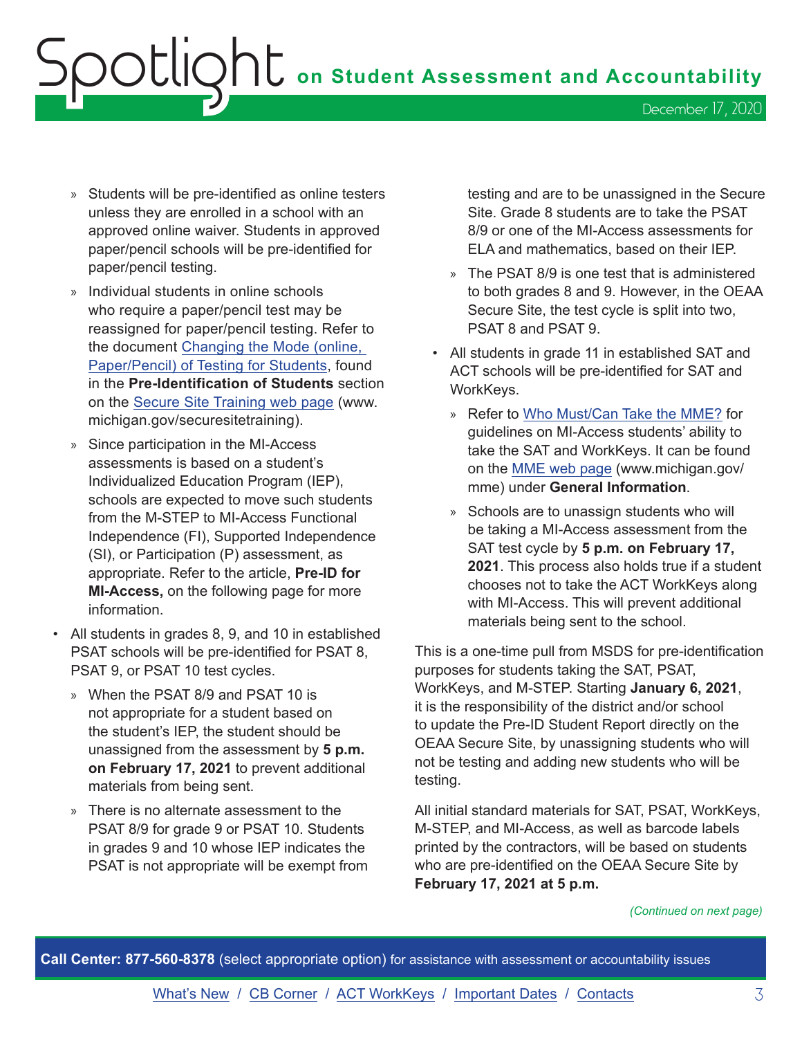- Students will be pre-identified as online testers unless they are enrolled in a school with an approved online waiver. Students in approved paper/pencil schools will be pre-identified for paper/pencil testing.
- Individual students in online schools who require a paper/pencil test may be reassigned for paper/pencil testing. Refer to the document [Changing the Mode (online, Paper/Pencil) of Testing for Students](), found in the **Pre-Identification of Students** section on the [Secure Site Training web page]() (www.michigan.gov/securesitetraining).
- Since participation in the MI-Access assessments is based on a student's Individualized Education Program (IEP), schools are expected to move such students from the M-STEP to MI-Access Functional Independence (FI), Supported Independence (SI), or Participation (P) assessment, as appropriate. Refer to the article, **Pre-ID for MI-Access,** on the following page for more information.

- All students in grades 8, 9, and 10 in established PSAT schools will be pre-identified for PSAT 8, PSAT 9, or PSAT 10 test cycles.
    - When the PSAT 8/9 and PSAT 10 is not appropriate for a student based on the student's IEP, the student should be unassigned from the assessment by **5 p.m. on February 17, 2021** to prevent additional materials from being sent.
    - There is no alternate assessment to the PSAT 8/9 for grade 9 or PSAT 10. Students in grades 9 and 10 whose IEP indicates the PSAT is not appropriate will be exempt from testing and are to be unassigned in the Secure Site. Grade 8 students are to take the PSAT 8/9 or one of the MI-Access assessments for ELA and mathematics, based on their IEP.
    - The PSAT 8/9 is one test that is administered to both grades 8 and 9. However, in the OEAA Secure Site, the test cycle is split into two, PSAT 8 and PSAT 9.
- All students in grade 11 in established SAT and ACT schools will be pre-identified for SAT and WorkKeys.
    - Refer to [Who Must/Can Take the MME?]() for guidelines on MI-Access students' ability to take the SAT and WorkKeys. It can be found on the [MME web page]() (www.michigan.gov/mme) under **General Information**.
    - Schools are to unassign students who will be taking a MI-Access assessment from the SAT test cycle by **5 p.m. on February 17, 2021**. This process also holds true if a student chooses not to take the ACT WorkKeys along with MI-Access. This will prevent additional materials being sent to the school.

This is a one-time pull from MSDS for pre-identification purposes for students taking the SAT, PSAT, WorkKeys, and M-STEP. Starting **January 6, 2021**, it is the responsibility of the district and/or school to update the Pre-ID Student Report directly on the OEAA Secure Site, by unassigning students who will not be testing and adding new students who will be testing.

All initial standard materials for SAT, PSAT, WorkKeys, M-STEP, and MI-Access, as well as barcode labels printed by the contractors, will be based on students who are pre-identified on the OEAA Secure Site by **February 17, 2021 at 5 p.m.**

*(Continued on next page)*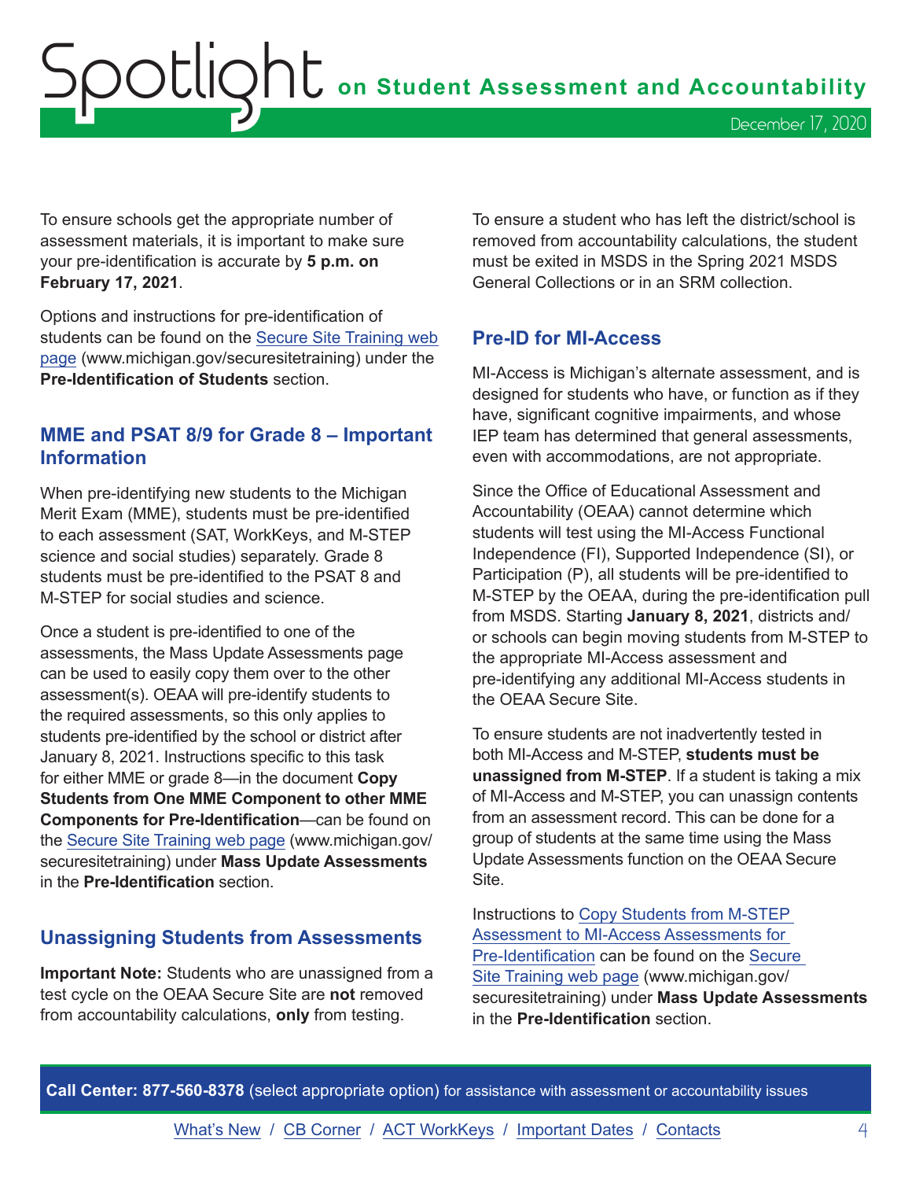To ensure schools get the appropriate number of assessment materials, it is important to make sure your pre-identification is accurate by **5 p.m. on February 17, 2021**.

Options and instructions for pre-identification of students can be found on the [Secure Site Training web page](www.michigan.gov/securesitetraining) (www.michigan.gov/securesitetraining) under the **Pre-Identification of Students** section.

## MME and PSAT 8/9 for Grade 8 – Important Information

When pre-identifying new students to the Michigan Merit Exam (MME), students must be pre-identified to each assessment (SAT, WorkKeys, and M-STEP science and social studies) separately. Grade 8 students must be pre-identified to the PSAT 8 and M-STEP for social studies and science.

Once a student is pre-identified to one of the assessments, the Mass Update Assessments page can be used to easily copy them over to the other assessment(s). OEAA will pre-identify students to the required assessments, so this only applies to students pre-identified by the school or district after January 8, 2021. Instructions specific to this task for either MME or grade 8—in the document **Copy Students from One MME Component to other MME Components for Pre-Identification**—can be found on the [Secure Site Training web page](www.michigan.gov/securesitetraining) (www.michigan.gov/securesitetraining) under **Mass Update Assessments** in the **Pre-Identification** section.

## Unassigning Students from Assessments

**Important Note:** Students who are unassigned from a test cycle on the OEAA Secure Site are **not** removed from accountability calculations, **only** from testing.

To ensure a student who has left the district/school is removed from accountability calculations, the student must be exited in MSDS in the Spring 2021 MSDS General Collections or in an SRM collection.

## Pre-ID for MI-Access

MI-Access is Michigan's alternate assessment, and is designed for students who have, or function as if they have, significant cognitive impairments, and whose IEP team has determined that general assessments, even with accommodations, are not appropriate.

Since the Office of Educational Assessment and Accountability (OEAA) cannot determine which students will test using the MI-Access Functional Independence (FI), Supported Independence (SI), or Participation (P), all students will be pre-identified to M-STEP by the OEAA, during the pre-identification pull from MSDS. Starting **January 8, 2021**, districts and/or schools can begin moving students from M-STEP to the appropriate MI-Access assessment and pre-identifying any additional MI-Access students in the OEAA Secure Site.

To ensure students are not inadvertently tested in both MI-Access and M-STEP, **students must be unassigned from M-STEP**. If a student is taking a mix of MI-Access and M-STEP, you can unassign contents from an assessment record. This can be done for a group of students at the same time using the Mass Update Assessments function on the OEAA Secure Site.

Instructions to Copy Students from M-STEP Assessment to MI-Access Assessments for Pre-Identification can be found on the [Secure Site Training web page](www.michigan.gov/securesitetraining) (www.michigan.gov/securesitetraining) under **Mass Update Assessments** in the **Pre-Identification** section.

**Call Center: 877-560-8378** (select appropriate option) for assistance with assessment or accountability issues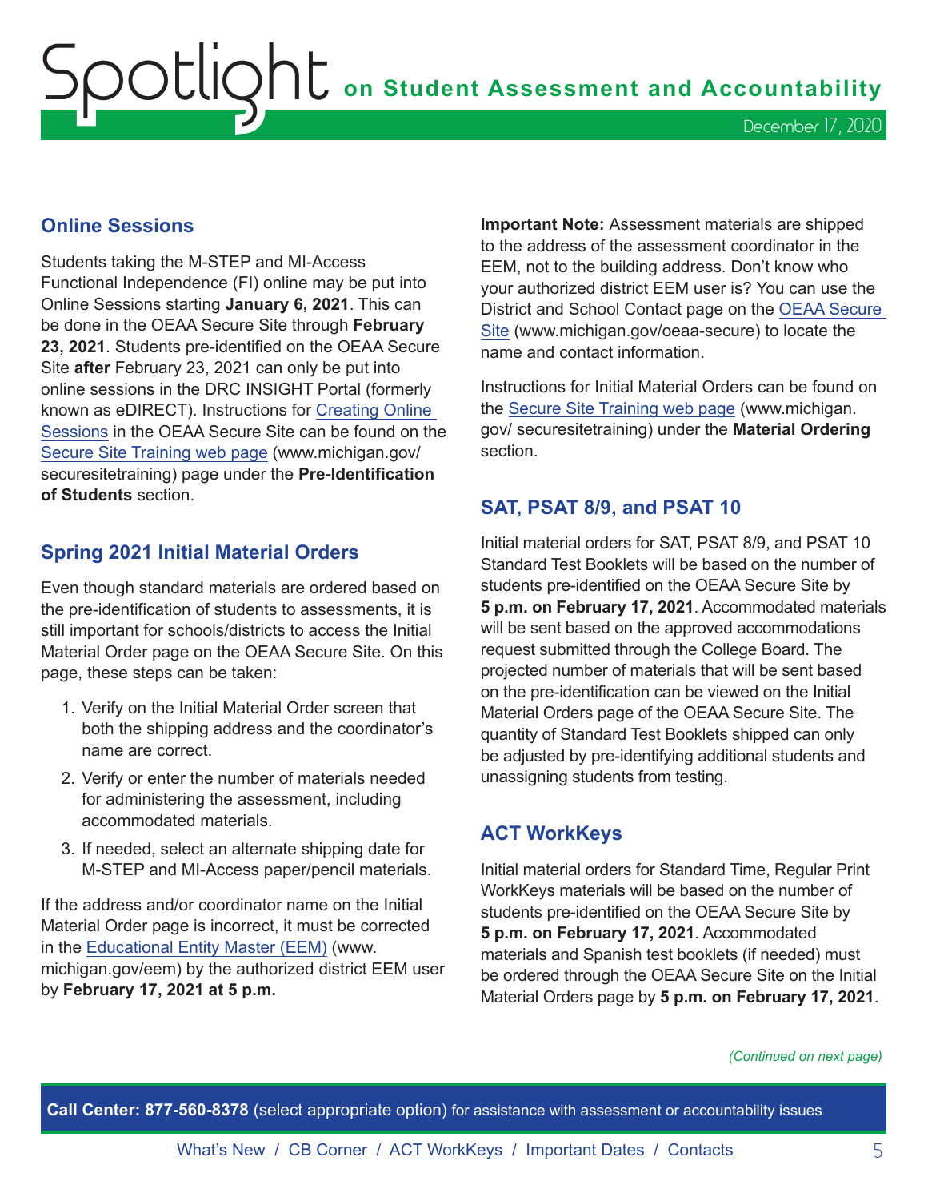## Online Sessions

Students taking the M-STEP and MI-Access Functional Independence (FI) online may be put into Online Sessions starting **January 6, 2021**. This can be done in the OEAA Secure Site through **February 23, 2021**. Students pre-identified on the OEAA Secure Site **after** February 23, 2021 can only be put into online sessions in the DRC INSIGHT Portal (formerly known as eDIRECT). Instructions for Creating Online Sessions in the OEAA Secure Site can be found on the Secure Site Training web page (www.michigan.gov/securesitetraining) page under the **Pre-Identification of Students** section.

## Spring 2021 Initial Material Orders

Even though standard materials are ordered based on the pre-identification of students to assessments, it is still important for schools/districts to access the Initial Material Order page on the OEAA Secure Site. On this page, these steps can be taken:

1. Verify on the Initial Material Order screen that both the shipping address and the coordinator's name are correct.
2. Verify or enter the number of materials needed for administering the assessment, including accommodated materials.
3. If needed, select an alternate shipping date for M-STEP and MI-Access paper/pencil materials.

If the address and/or coordinator name on the Initial Material Order page is incorrect, it must be corrected in the Educational Entity Master (EEM) (www.michigan.gov/eem) by the authorized district EEM user by **February 17, 2021 at 5 p.m.**

**Important Note:** Assessment materials are shipped to the address of the assessment coordinator in the EEM, not to the building address. Don't know who your authorized district EEM user is? You can use the District and School Contact page on the OEAA Secure Site (www.michigan.gov/oeaa-secure) to locate the name and contact information.

Instructions for Initial Material Orders can be found on the Secure Site Training web page (www.michigan.gov/ securesitetraining) under the **Material Ordering** section.

## SAT, PSAT 8/9, and PSAT 10

Initial material orders for SAT, PSAT 8/9, and PSAT 10 Standard Test Booklets will be based on the number of students pre-identified on the OEAA Secure Site by **5 p.m. on February 17, 2021**. Accommodated materials will be sent based on the approved accommodations request submitted through the College Board. The projected number of materials that will be sent based on the pre-identification can be viewed on the Initial Material Orders page of the OEAA Secure Site. The quantity of Standard Test Booklets shipped can only be adjusted by pre-identifying additional students and unassigning students from testing.

## ACT WorkKeys

Initial material orders for Standard Time, Regular Print WorkKeys materials will be based on the number of students pre-identified on the OEAA Secure Site by **5 p.m. on February 17, 2021**. Accommodated materials and Spanish test booklets (if needed) must be ordered through the OEAA Secure Site on the Initial Material Orders page by **5 p.m. on February 17, 2021**.

*(Continued on next page)*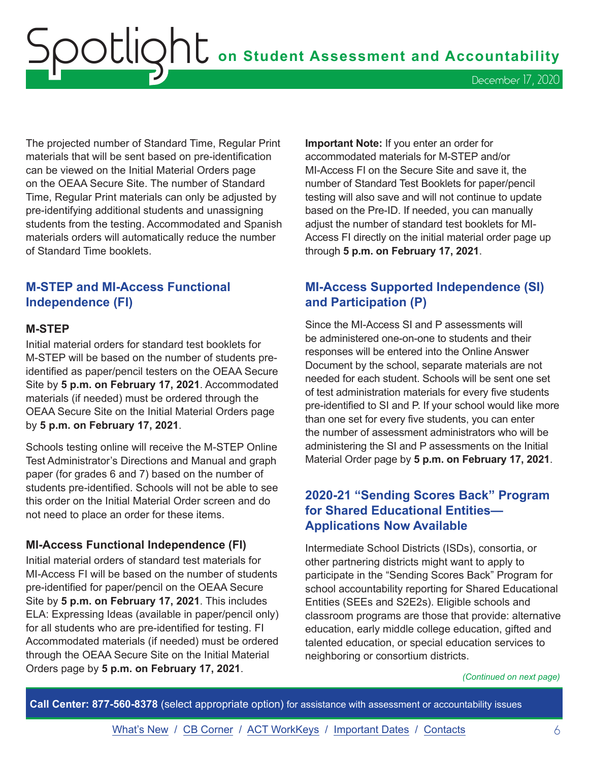The projected number of Standard Time, Regular Print materials that will be sent based on pre-identification can be viewed on the Initial Material Orders page on the OEAA Secure Site. The number of Standard Time, Regular Print materials can only be adjusted by pre-identifying additional students and unassigning students from the testing. Accommodated and Spanish materials orders will automatically reduce the number of Standard Time booklets.

## M-STEP and MI-Access Functional Independence (FI)

### M-STEP

Initial material orders for standard test booklets for M-STEP will be based on the number of students pre-identified as paper/pencil testers on the OEAA Secure Site by **5 p.m. on February 17, 2021**. Accommodated materials (if needed) must be ordered through the OEAA Secure Site on the Initial Material Orders page by **5 p.m. on February 17, 2021**.

Schools testing online will receive the M-STEP Online Test Administrator's Directions and Manual and graph paper (for grades 6 and 7) based on the number of students pre-identified. Schools will not be able to see this order on the Initial Material Order screen and do not need to place an order for these items.

### MI-Access Functional Independence (FI)

Initial material orders of standard test materials for MI-Access FI will be based on the number of students pre-identified for paper/pencil on the OEAA Secure Site by **5 p.m. on February 17, 2021**. This includes ELA: Expressing Ideas (available in paper/pencil only) for all students who are pre-identified for testing. FI Accommodated materials (if needed) must be ordered through the OEAA Secure Site on the Initial Material Orders page by **5 p.m. on February 17, 2021**.

**Important Note:** If you enter an order for accommodated materials for M-STEP and/or MI-Access FI on the Secure Site and save it, the number of Standard Test Booklets for paper/pencil testing will also save and will not continue to update based on the Pre-ID. If needed, you can manually adjust the number of standard test booklets for MI-Access FI directly on the initial material order page up through **5 p.m. on February 17, 2021**.

## MI-Access Supported Independence (SI) and Participation (P)

Since the MI-Access SI and P assessments will be administered one-on-one to students and their responses will be entered into the Online Answer Document by the school, separate materials are not needed for each student. Schools will be sent one set of test administration materials for every five students pre-identified to SI and P. If your school would like more than one set for every five students, you can enter the number of assessment administrators who will be administering the SI and P assessments on the Initial Material Order page by **5 p.m. on February 17, 2021**.

## 2020-21 "Sending Scores Back" Program for Shared Educational Entities—Applications Now Available

Intermediate School Districts (ISDs), consortia, or other partnering districts might want to apply to participate in the "Sending Scores Back" Program for school accountability reporting for Shared Educational Entities (SEEs and S2E2s). Eligible schools and classroom programs are those that provide: alternative education, early middle college education, gifted and talented education, or special education services to neighboring or consortium districts.

*(Continued on next page)*

**Call Center: 877-560-8378** (select appropriate option) for assistance with assessment or accountability issues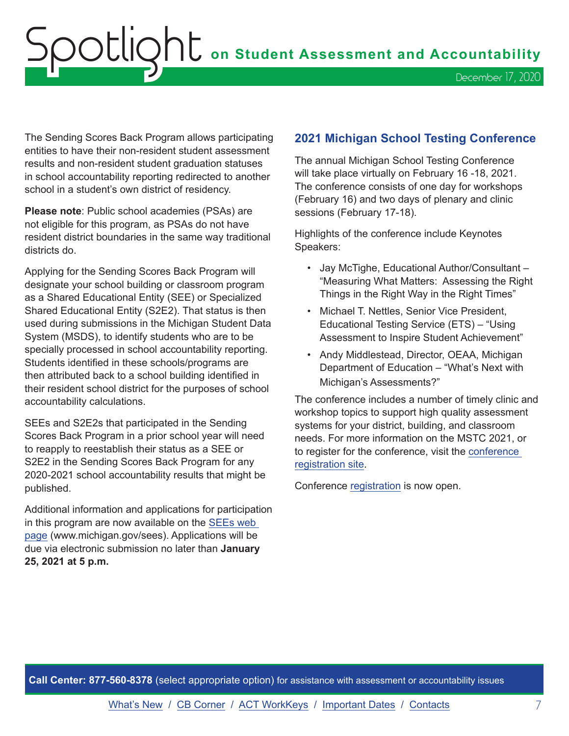The Sending Scores Back Program allows participating entities to have their non-resident student assessment results and non-resident student graduation statuses in school accountability reporting redirected to another school in a student's own district of residency.

**Please note**: Public school academies (PSAs) are not eligible for this program, as PSAs do not have resident district boundaries in the same way traditional districts do.

Applying for the Sending Scores Back Program will designate your school building or classroom program as a Shared Educational Entity (SEE) or Specialized Shared Educational Entity (S2E2). That status is then used during submissions in the Michigan Student Data System (MSDS), to identify students who are to be specially processed in school accountability reporting. Students identified in these schools/programs are then attributed back to a school building identified in their resident school district for the purposes of school accountability calculations.

SEEs and S2E2s that participated in the Sending Scores Back Program in a prior school year will need to reapply to reestablish their status as a SEE or S2E2 in the Sending Scores Back Program for any 2020-2021 school accountability results that might be published.

Additional information and applications for participation in this program are now available on the SEEs web page (www.michigan.gov/sees). Applications will be due via electronic submission no later than **January 25, 2021 at 5 p.m.**

## 2021 Michigan School Testing Conference

The annual Michigan School Testing Conference will take place virtually on February 16 -18, 2021. The conference consists of one day for workshops (February 16) and two days of plenary and clinic sessions (February 17-18).

Highlights of the conference include Keynotes Speakers:

- Jay McTighe, Educational Author/Consultant – "Measuring What Matters: Assessing the Right Things in the Right Way in the Right Times"
- Michael T. Nettles, Senior Vice President, Educational Testing Service (ETS) – "Using Assessment to Inspire Student Achievement"
- Andy Middlestead, Director, OEAA, Michigan Department of Education – "What's Next with Michigan's Assessments?"

The conference includes a number of timely clinic and workshop topics to support high quality assessment systems for your district, building, and classroom needs. For more information on the MSTC 2021, or to register for the conference, visit the conference registration site.

Conference registration is now open.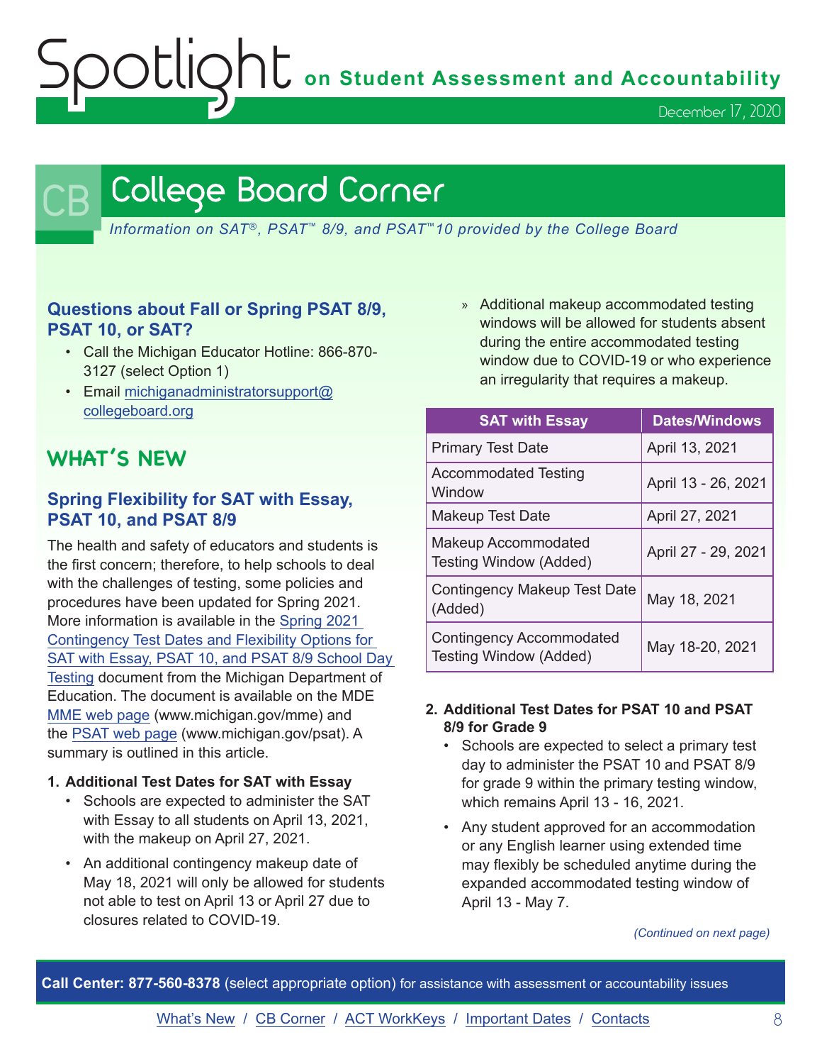# College Board Corner

*Information on SAT®, PSAT™ 8/9, and PSAT™10 provided by the College Board*

### Questions about Fall or Spring PSAT 8/9, PSAT 10, or SAT?

- Call the Michigan Educator Hotline: 866-870-3127 (select Option 1)
- Email michiganadministratorsupport@collegeboard.org

## WHAT'S NEW

### Spring Flexibility for SAT with Essay, PSAT 10, and PSAT 8/9

The health and safety of educators and students is the first concern; therefore, to help schools to deal with the challenges of testing, some policies and procedures have been updated for Spring 2021. More information is available in the Spring 2021 Contingency Test Dates and Flexibility Options for SAT with Essay, PSAT 10, and PSAT 8/9 School Day Testing document from the Michigan Department of Education. The document is available on the MDE MME web page (www.michigan.gov/mme) and the PSAT web page (www.michigan.gov/psat). A summary is outlined in this article.

1. **Additional Test Dates for SAT with Essay**
   - Schools are expected to administer the SAT with Essay to all students on April 13, 2021, with the makeup on April 27, 2021.
   - An additional contingency makeup date of May 18, 2021 will only be allowed for students not able to test on April 13 or April 27 due to closures related to COVID-19.
     - » Additional makeup accommodated testing windows will be allowed for students absent during the entire accommodated testing window due to COVID-19 or who experience an irregularity that requires a makeup.

| SAT with Essay | Dates/Windows |
|---|---|
| Primary Test Date | April 13, 2021 |
| Accommodated Testing Window | April 13 - 26, 2021 |
| Makeup Test Date | April 27, 2021 |
| Makeup Accommodated Testing Window (Added) | April 27 - 29, 2021 |
| Contingency Makeup Test Date (Added) | May 18, 2021 |
| Contingency Accommodated Testing Window (Added) | May 18-20, 2021 |

2. **Additional Test Dates for PSAT 10 and PSAT 8/9 for Grade 9**
   - Schools are expected to select a primary test day to administer the PSAT 10 and PSAT 8/9 for grade 9 within the primary testing window, which remains April 13 - 16, 2021.
   - Any student approved for an accommodation or any English learner using extended time may flexibly be scheduled anytime during the expanded accommodated testing window of April 13 - May 7.

*(Continued on next page)*

**Call Center: 877-560-8378** (select appropriate option) for assistance with assessment or accountability issues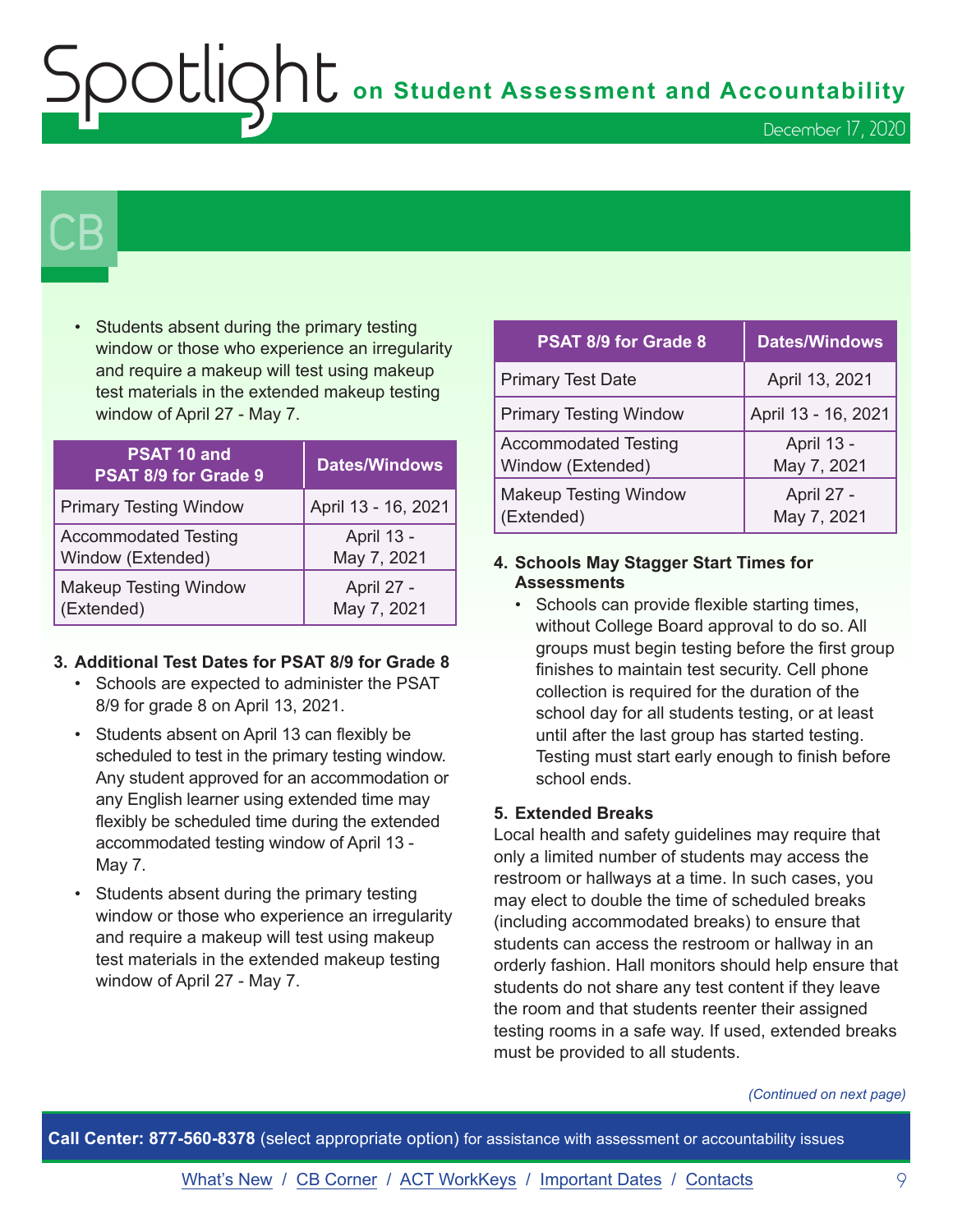## CB

- Students absent during the primary testing window or those who experience an irregularity and require a makeup will test using makeup test materials in the extended makeup testing window of April 27 - May 7.

| PSAT 10 and PSAT 8/9 for Grade 9 | Dates/Windows |
|---|---|
| Primary Testing Window | April 13 - 16, 2021 |
| Accommodated Testing Window (Extended) | April 13 - May 7, 2021 |
| Makeup Testing Window (Extended) | April 27 - May 7, 2021 |

**3. Additional Test Dates for PSAT 8/9 for Grade 8**

- Schools are expected to administer the PSAT 8/9 for grade 8 on April 13, 2021.
- Students absent on April 13 can flexibly be scheduled to test in the primary testing window. Any student approved for an accommodation or any English learner using extended time may flexibly be scheduled time during the extended accommodated testing window of April 13 - May 7.
- Students absent during the primary testing window or those who experience an irregularity and require a makeup will test using makeup test materials in the extended makeup testing window of April 27 - May 7.

| PSAT 8/9 for Grade 8 | Dates/Windows |
|---|---|
| Primary Test Date | April 13, 2021 |
| Primary Testing Window | April 13 - 16, 2021 |
| Accommodated Testing Window (Extended) | April 13 - May 7, 2021 |
| Makeup Testing Window (Extended) | April 27 - May 7, 2021 |

**4. Schools May Stagger Start Times for Assessments**

- Schools can provide flexible starting times, without College Board approval to do so. All groups must begin testing before the first group finishes to maintain test security. Cell phone collection is required for the duration of the school day for all students testing, or at least until after the last group has started testing. Testing must start early enough to finish before school ends.

**5. Extended Breaks**

Local health and safety guidelines may require that only a limited number of students may access the restroom or hallways at a time. In such cases, you may elect to double the time of scheduled breaks (including accommodated breaks) to ensure that students can access the restroom or hallway in an orderly fashion. Hall monitors should help ensure that students do not share any test content if they leave the room and that students reenter their assigned testing rooms in a safe way. If used, extended breaks must be provided to all students.

*(Continued on next page)*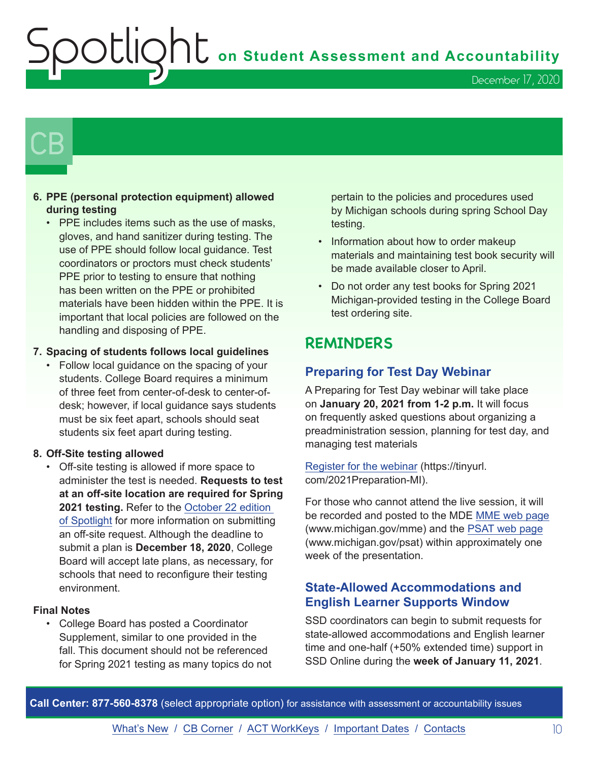# CB

6. **PPE (personal protection equipment) allowed during testing**
   - PPE includes items such as the use of masks, gloves, and hand sanitizer during testing. The use of PPE should follow local guidance. Test coordinators or proctors must check students' PPE prior to testing to ensure that nothing has been written on the PPE or prohibited materials have been hidden within the PPE. It is important that local policies are followed on the handling and disposing of PPE.

7. **Spacing of students follows local guidelines**
   - Follow local guidance on the spacing of your students. College Board requires a minimum of three feet from center-of-desk to center-of-desk; however, if local guidance says students must be six feet apart, schools should seat students six feet apart during testing.

8. **Off-Site testing allowed**
   - Off-site testing is allowed if more space to administer the test is needed. **Requests to test at an off-site location are required for Spring 2021 testing.** Refer to the October 22 edition of Spotlight for more information on submitting an off-site request. Although the deadline to submit a plan is **December 18, 2020**, College Board will accept late plans, as necessary, for schools that need to reconfigure their testing environment.

**Final Notes**

- College Board has posted a Coordinator Supplement, similar to one provided in the fall. This document should not be referenced for Spring 2021 testing as many topics do not pertain to the policies and procedures used by Michigan schools during spring School Day testing.
- Information about how to order makeup materials and maintaining test book security will be made available closer to April.
- Do not order any test books for Spring 2021 Michigan-provided testing in the College Board test ordering site.

## REMINDERS

### Preparing for Test Day Webinar

A Preparing for Test Day webinar will take place on **January 20, 2021 from 1-2 p.m.** It will focus on frequently asked questions about organizing a preadministration session, planning for test day, and managing test materials

Register for the webinar (https://tinyurl.com/2021Preparation-MI).

For those who cannot attend the live session, it will be recorded and posted to the MDE MME web page (www.michigan.gov/mme) and the PSAT web page (www.michigan.gov/psat) within approximately one week of the presentation.

### State-Allowed Accommodations and English Learner Supports Window

SSD coordinators can begin to submit requests for state-allowed accommodations and English learner time and one-half (+50% extended time) support in SSD Online during the **week of January 11, 2021**.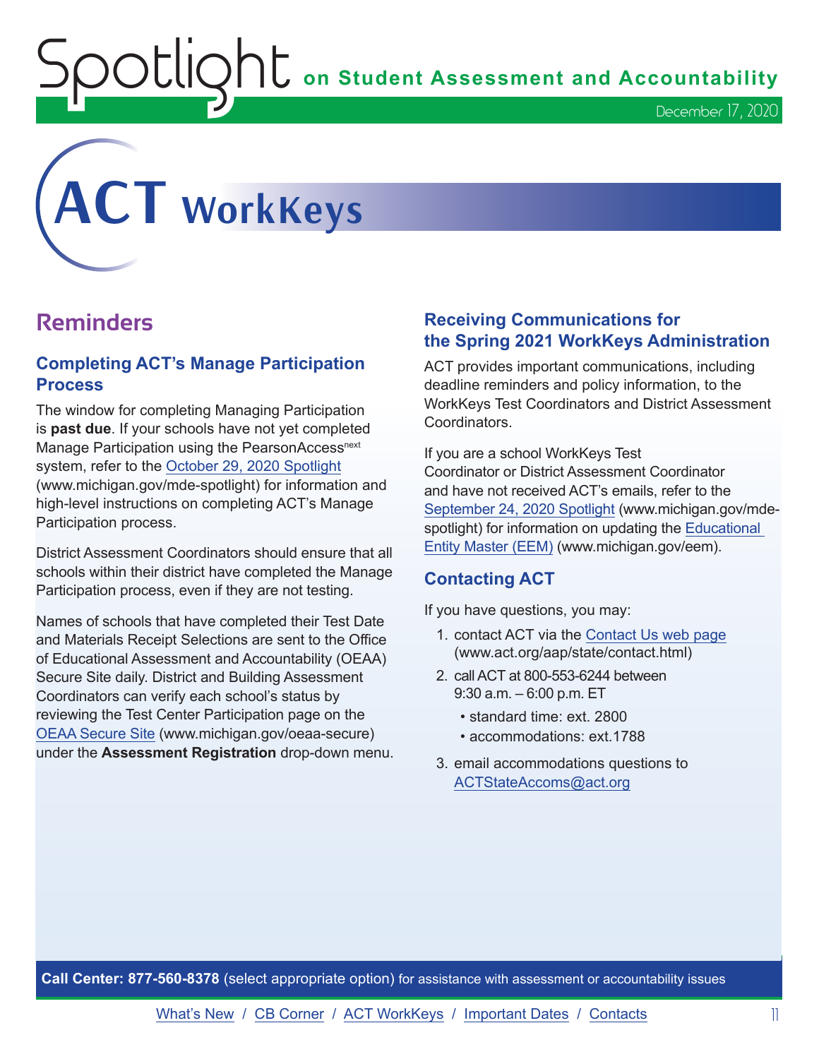# ACT WorkKeys

## Reminders

### Completing ACT's Manage Participation Process

The window for completing Managing Participation is **past due**. If your schools have not yet completed Manage Participation using the PearsonAccess[next] system, refer to the October 29, 2020 Spotlight (www.michigan.gov/mde-spotlight) for information and high-level instructions on completing ACT's Manage Participation process.

District Assessment Coordinators should ensure that all schools within their district have completed the Manage Participation process, even if they are not testing.

Names of schools that have completed their Test Date and Materials Receipt Selections are sent to the Office of Educational Assessment and Accountability (OEAA) Secure Site daily. District and Building Assessment Coordinators can verify each school's status by reviewing the Test Center Participation page on the OEAA Secure Site (www.michigan.gov/oeaa-secure) under the **Assessment Registration** drop-down menu.

### Receiving Communications for the Spring 2021 WorkKeys Administration

ACT provides important communications, including deadline reminders and policy information, to the WorkKeys Test Coordinators and District Assessment Coordinators.

If you are a school WorkKeys Test Coordinator or District Assessment Coordinator and have not received ACT's emails, refer to the September 24, 2020 Spotlight (www.michigan.gov/mde-spotlight) for information on updating the Educational Entity Master (EEM) (www.michigan.gov/eem).

### Contacting ACT

If you have questions, you may:

1. contact ACT via the Contact Us web page (www.act.org/aap/state/contact.html)
2. call ACT at 800-553-6244 between 9:30 a.m. – 6:00 p.m. ET
   - standard time: ext. 2800
   - accommodations: ext.1788
3. email accommodations questions to ACTStateAccoms@act.org

**Call Center: 877-560-8378** (select appropriate option) for assistance with assessment or accountability issues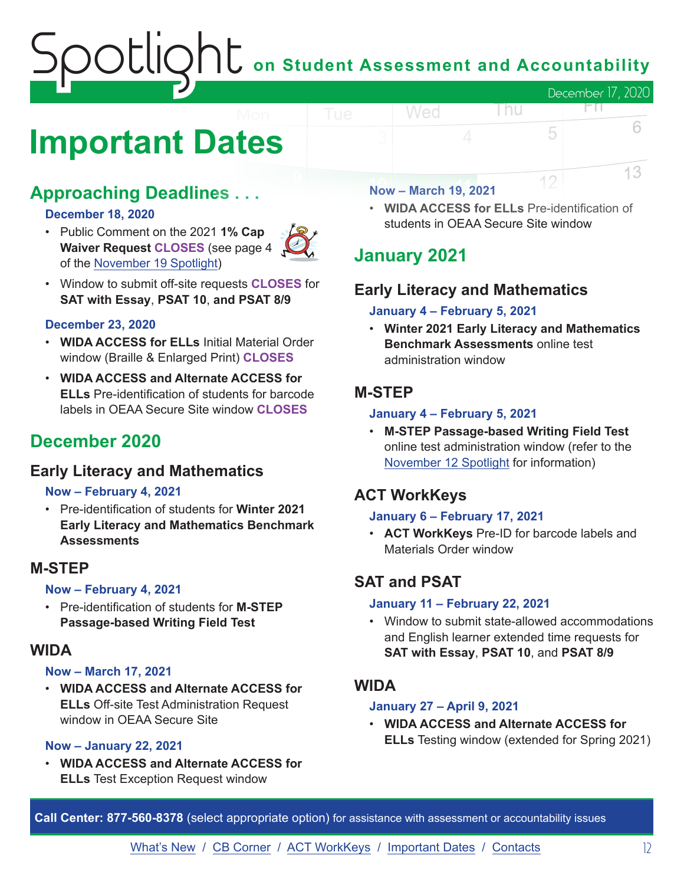# Important Dates

## Approaching Deadlines . . .

**December 18, 2020**

- Public Comment on the 2021 **1% Cap Waiver Request CLOSES** (see page 4 of the November 19 Spotlight)
- Window to submit off-site requests **CLOSES** for **SAT with Essay**, **PSAT 10**, and **PSAT 8/9**

**December 23, 2020**

- **WIDA ACCESS for ELLs** Initial Material Order window (Braille & Enlarged Print) **CLOSES**
- **WIDA ACCESS and Alternate ACCESS for ELLs** Pre-identification of students for barcode labels in OEAA Secure Site window **CLOSES**

## December 2020

### Early Literacy and Mathematics

**Now – February 4, 2021**

- Pre-identification of students for **Winter 2021 Early Literacy and Mathematics Benchmark Assessments**

### M-STEP

**Now – February 4, 2021**

- Pre-identification of students for **M-STEP Passage-based Writing Field Test**

### WIDA

**Now – March 17, 2021**

- **WIDA ACCESS and Alternate ACCESS for ELLs** Off-site Test Administration Request window in OEAA Secure Site

**Now – January 22, 2021**

- **WIDA ACCESS and Alternate ACCESS for ELLs** Test Exception Request window

**Now – March 19, 2021**

- **WIDA ACCESS for ELLs** Pre-identification of students in OEAA Secure Site window

## January 2021

### Early Literacy and Mathematics

**January 4 – February 5, 2021**

- **Winter 2021 Early Literacy and Mathematics Benchmark Assessments** online test administration window

### M-STEP

**January 4 – February 5, 2021**

- **M-STEP Passage-based Writing Field Test** online test administration window (refer to the November 12 Spotlight for information)

### ACT WorkKeys

**January 6 – February 17, 2021**

- **ACT WorkKeys** Pre-ID for barcode labels and Materials Order window

### SAT and PSAT

**January 11 – February 22, 2021**

- Window to submit state-allowed accommodations and English learner extended time requests for **SAT with Essay**, **PSAT 10**, and **PSAT 8/9**

### WIDA

**January 27 – April 9, 2021**

- **WIDA ACCESS and Alternate ACCESS for ELLs** Testing window (extended for Spring 2021)

**Call Center: 877-560-8378** (select appropriate option) for assistance with assessment or accountability issues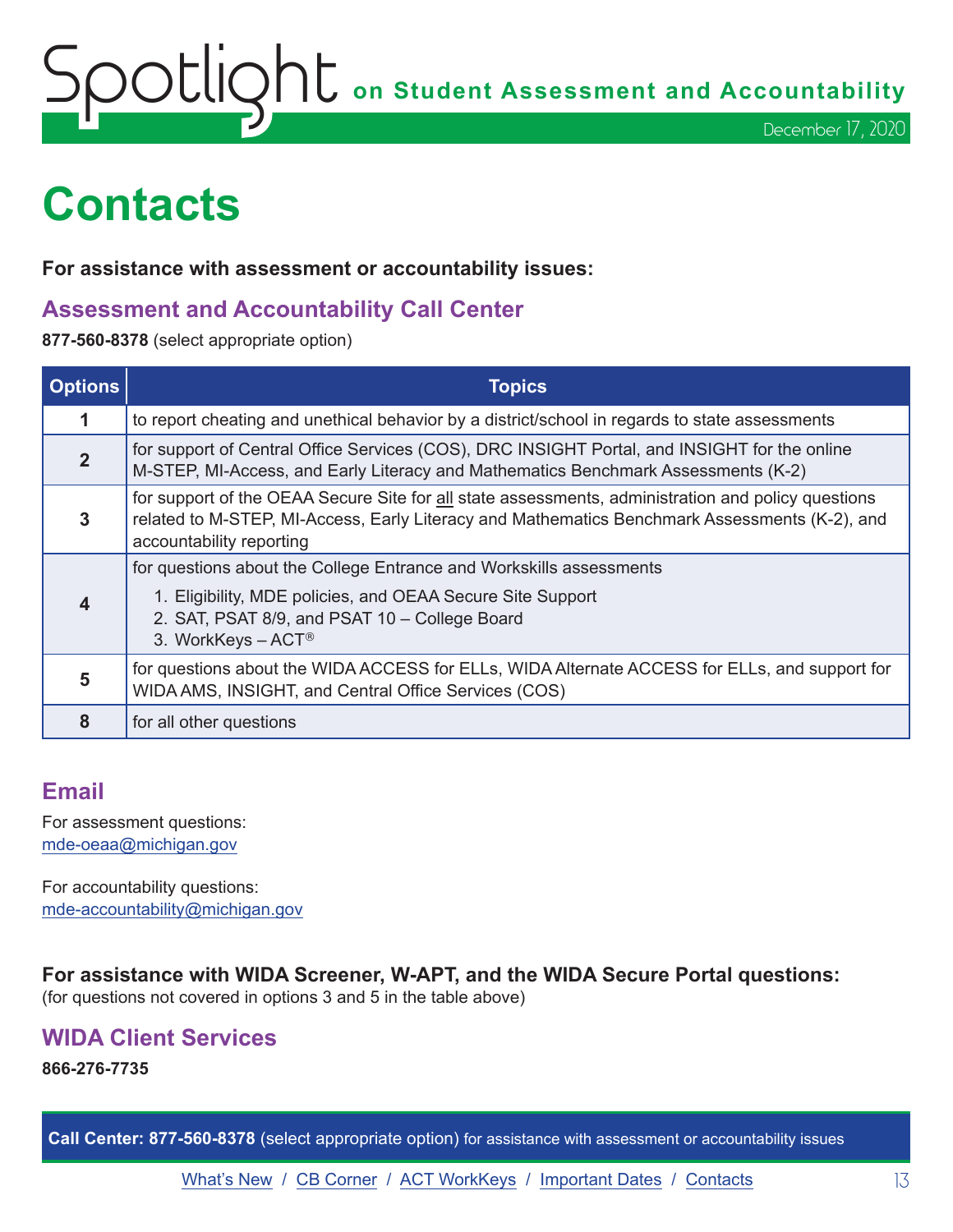# Contacts

**For assistance with assessment or accountability issues:**

## Assessment and Accountability Call Center

**877-560-8378** (select appropriate option)

| Options | Topics |
|---|---|
| **1** | to report cheating and unethical behavior by a district/school in regards to state assessments |
| **2** | for support of Central Office Services (COS), DRC INSIGHT Portal, and INSIGHT for the online M-STEP, MI-Access, and Early Literacy and Mathematics Benchmark Assessments (K-2) |
| **3** | for support of the OEAA Secure Site for all state assessments, administration and policy questions related to M-STEP, MI-Access, Early Literacy and Mathematics Benchmark Assessments (K-2), and accountability reporting |
| **4** | for questions about the College Entrance and Workskills assessments<br>1. Eligibility, MDE policies, and OEAA Secure Site Support<br>2. SAT, PSAT 8/9, and PSAT 10 – College Board<br>3. WorkKeys – ACT® |
| **5** | for questions about the WIDA ACCESS for ELLs, WIDA Alternate ACCESS for ELLs, and support for WIDA AMS, INSIGHT, and Central Office Services (COS) |
| **8** | for all other questions |

## Email

For assessment questions:
mde-oeaa@michigan.gov

For accountability questions:
mde-accountability@michigan.gov

**For assistance with WIDA Screener, W-APT, and the WIDA Secure Portal questions:**
(for questions not covered in options 3 and 5 in the table above)

## WIDA Client Services

**866-276-7735**

**Call Center: 877-560-8378** (select appropriate option) for assistance with assessment or accountability issues